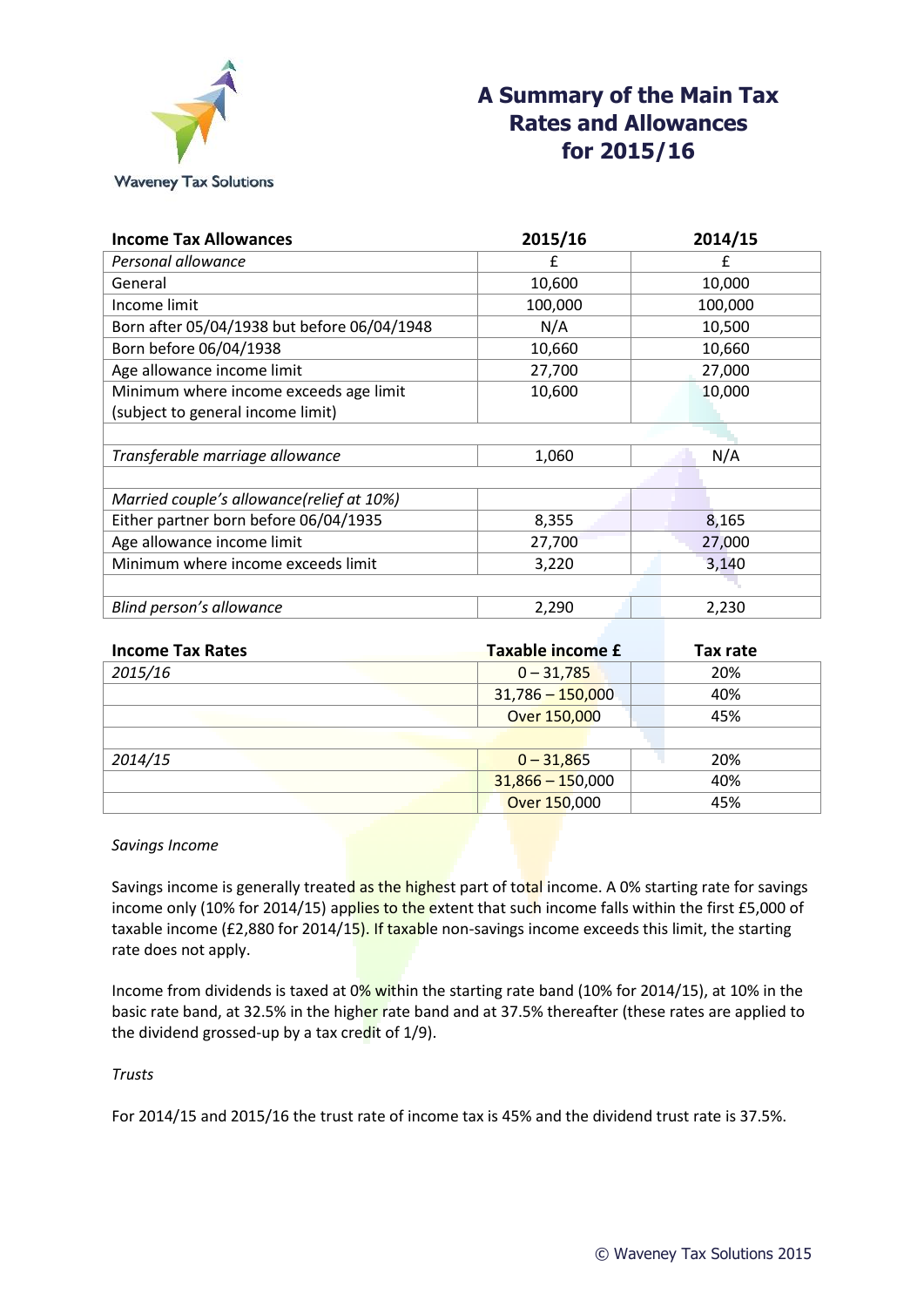Waveney Tax Solutions

# A Summary of the Main Tax Rates and Allowances for 2015/16

| Income Tax Allowances | 2015/16 | 2014/15 |
|---|---|---|
| *Personal allowance* | £ | £ |
| General | 10,600 | 10,000 |
| Income limit | 100,000 | 100,000 |
| Born after 05/04/1938 but before 06/04/1948 | N/A | 10,500 |
| Born before 06/04/1938 | 10,660 | 10,660 |
| Age allowance income limit | 27,700 | 27,000 |
| Minimum where income exceeds age limit (subject to general income limit) | 10,600 | 10,000 |
| | | |
| *Transferable marriage allowance* | 1,060 | N/A |
| | | |
| *Married couple's allowance(relief at 10%)* | | |
| Either partner born before 06/04/1935 | 8,355 | 8,165 |
| Age allowance income limit | 27,700 | 27,000 |
| Minimum where income exceeds limit | 3,220 | 3,140 |
| | | |
| *Blind person's allowance* | 2,290 | 2,230 |

| Income Tax Rates | Taxable income £ | Tax rate |
|---|---|---|
| *2015/16* | 0 – 31,785 | 20% |
| | 31,786 – 150,000 | 40% |
| | Over 150,000 | 45% |
| | | |
| *2014/15* | 0 – 31,865 | 20% |
| | 31,866 – 150,000 | 40% |
| | Over 150,000 | 45% |

*Savings Income*

Savings income is generally treated as the highest part of total income. A 0% starting rate for savings income only (10% for 2014/15) applies to the extent that such income falls within the first £5,000 of taxable income (£2,880 for 2014/15). If taxable non-savings income exceeds this limit, the starting rate does not apply.

Income from dividends is taxed at 0% within the starting rate band (10% for 2014/15), at 10% in the basic rate band, at 32.5% in the higher rate band and at 37.5% thereafter (these rates are applied to the dividend grossed-up by a tax credit of 1/9).

*Trusts*

For 2014/15 and 2015/16 the trust rate of income tax is 45% and the dividend trust rate is 37.5%.

© Waveney Tax Solutions 2015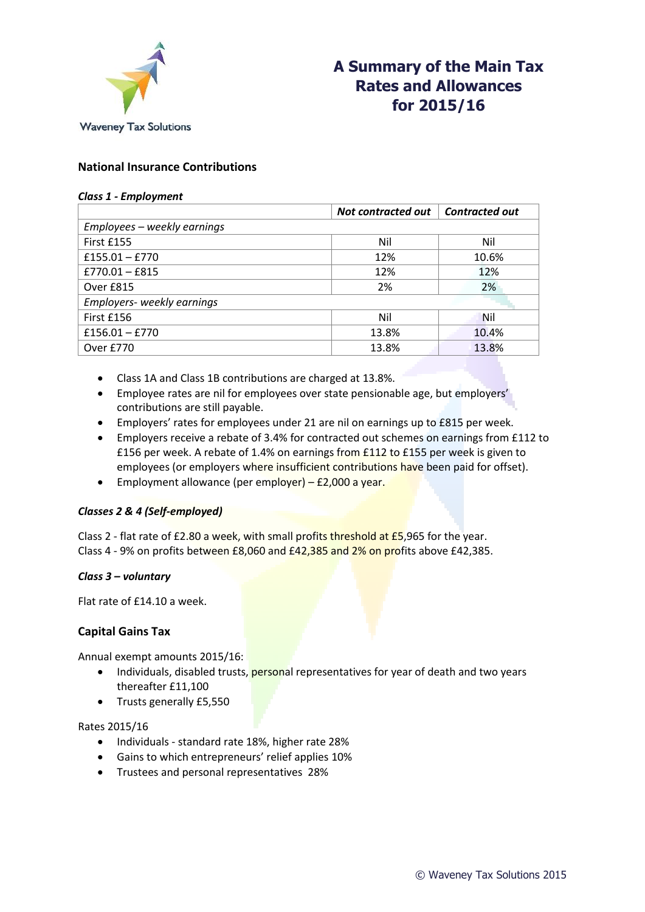# A Summary of the Main Tax Rates and Allowances for 2015/16

## National Insurance Contributions

### *Class 1 - Employment*

| | ***Not contracted out*** | ***Contracted out*** |
|---|---|---|
| *Employees – weekly earnings* | | |
| First £155 | Nil | Nil |
| £155.01 – £770 | 12% | 10.6% |
| £770.01 – £815 | 12% | 12% |
| Over £815 | 2% | 2% |
| *Employers- weekly earnings* | | |
| First £156 | Nil | Nil |
| £156.01 – £770 | 13.8% | 10.4% |
| Over £770 | 13.8% | 13.8% |

- Class 1A and Class 1B contributions are charged at 13.8%.
- Employee rates are nil for employees over state pensionable age, but employers' contributions are still payable.
- Employers' rates for employees under 21 are nil on earnings up to £815 per week.
- Employers receive a rebate of 3.4% for contracted out schemes on earnings from £112 to £156 per week. A rebate of 1.4% on earnings from £112 to £155 per week is given to employees (or employers where insufficient contributions have been paid for offset).
- Employment allowance (per employer) – £2,000 a year.

### *Classes 2 & 4 (Self-employed)*

Class 2 - flat rate of £2.80 a week, with small profits threshold at £5,965 for the year.
Class 4 - 9% on profits between £8,060 and £42,385 and 2% on profits above £42,385.

### *Class 3 – voluntary*

Flat rate of £14.10 a week.

## Capital Gains Tax

Annual exempt amounts 2015/16:

- Individuals, disabled trusts, personal representatives for year of death and two years thereafter £11,100
- Trusts generally £5,550

Rates 2015/16

- Individuals - standard rate 18%, higher rate 28%
- Gains to which entrepreneurs' relief applies 10%
- Trustees and personal representatives 28%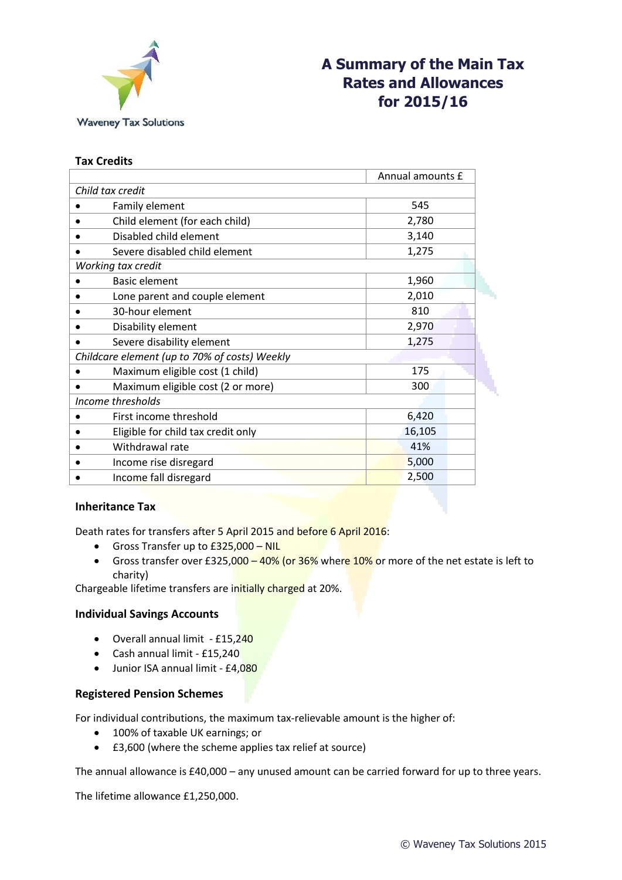# A Summary of the Main Tax Rates and Allowances for 2015/16

Waveney Tax Solutions

## Tax Credits

| | Annual amounts £ |
|---|---|
| *Child tax credit* | |
| • Family element | 545 |
| • Child element (for each child) | 2,780 |
| • Disabled child element | 3,140 |
| • Severe disabled child element | 1,275 |
| *Working tax credit* | |
| • Basic element | 1,960 |
| • Lone parent and couple element | 2,010 |
| • 30-hour element | 810 |
| • Disability element | 2,970 |
| • Severe disability element | 1,275 |
| *Childcare element (up to 70% of costs) Weekly* | |
| • Maximum eligible cost (1 child) | 175 |
| • Maximum eligible cost (2 or more) | 300 |
| *Income thresholds* | |
| • First income threshold | 6,420 |
| • Eligible for child tax credit only | 16,105 |
| • Withdrawal rate | 41% |
| • Income rise disregard | 5,000 |
| • Income fall disregard | 2,500 |

## Inheritance Tax

Death rates for transfers after 5 April 2015 and before 6 April 2016:

- Gross Transfer up to £325,000 – NIL
- Gross transfer over £325,000 – 40% (or 36% where 10% or more of the net estate is left to charity)

Chargeable lifetime transfers are initially charged at 20%.

## Individual Savings Accounts

- Overall annual limit - £15,240
- Cash annual limit - £15,240
- Junior ISA annual limit - £4,080

## Registered Pension Schemes

For individual contributions, the maximum tax-relievable amount is the higher of:

- 100% of taxable UK earnings; or
- £3,600 (where the scheme applies tax relief at source)

The annual allowance is £40,000 – any unused amount can be carried forward for up to three years.

The lifetime allowance £1,250,000.

© Waveney Tax Solutions 2015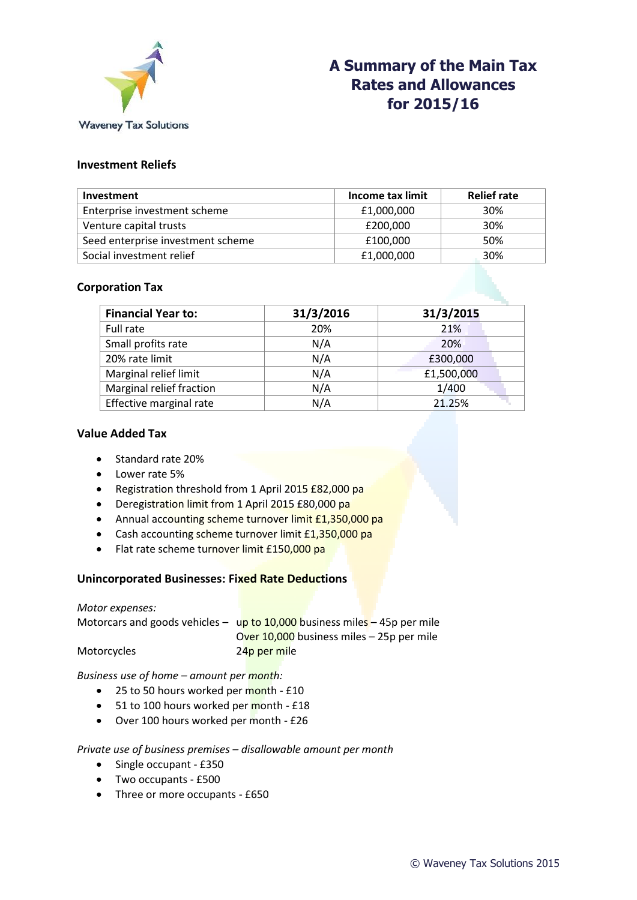# A Summary of the Main Tax Rates and Allowances for 2015/16

Waveney Tax Solutions

## Investment Reliefs

| Investment | Income tax limit | Relief rate |
|---|---|---|
| Enterprise investment scheme | £1,000,000 | 30% |
| Venture capital trusts | £200,000 | 30% |
| Seed enterprise investment scheme | £100,000 | 50% |
| Social investment relief | £1,000,000 | 30% |

## Corporation Tax

| Financial Year to: | 31/3/2016 | 31/3/2015 |
|---|---|---|
| Full rate | 20% | 21% |
| Small profits rate | N/A | 20% |
| 20% rate limit | N/A | £300,000 |
| Marginal relief limit | N/A | £1,500,000 |
| Marginal relief fraction | N/A | 1/400 |
| Effective marginal rate | N/A | 21.25% |

## Value Added Tax

- Standard rate 20%
- Lower rate 5%
- Registration threshold from 1 April 2015 £82,000 pa
- Deregistration limit from 1 April 2015 £80,000 pa
- Annual accounting scheme turnover limit £1,350,000 pa
- Cash accounting scheme turnover limit £1,350,000 pa
- Flat rate scheme turnover limit £150,000 pa

## Unincorporated Businesses: Fixed Rate Deductions

*Motor expenses:*

Motorcars and goods vehicles – up to 10,000 business miles – 45p per mile
Over 10,000 business miles – 25p per mile

Motorcycles 24p per mile

*Business use of home – amount per month:*

- 25 to 50 hours worked per month - £10
- 51 to 100 hours worked per month - £18
- Over 100 hours worked per month - £26

*Private use of business premises – disallowable amount per month*

- Single occupant - £350
- Two occupants - £500
- Three or more occupants - £650

© Waveney Tax Solutions 2015